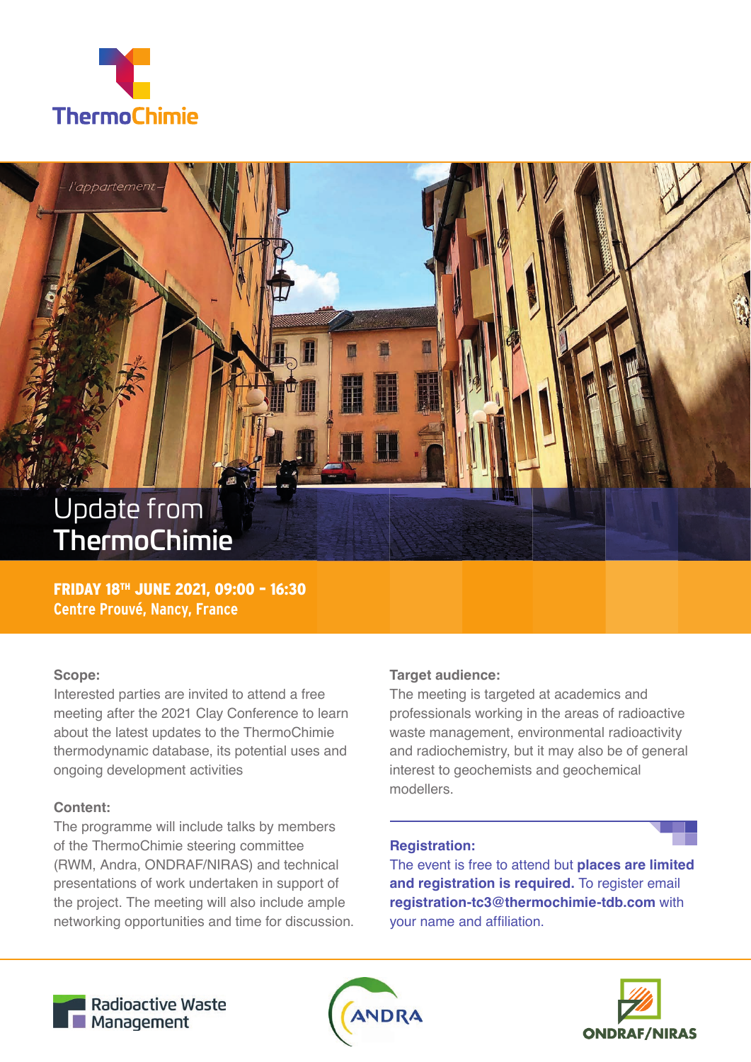ThermoChimie

# Update from ThermoChimie

**FRIDAY 18TH JUNE 2021, 09:00 – 16:30**
**Centre Prouvé, Nancy, France**

**Scope:**
Interested parties are invited to attend a free meeting after the 2021 Clay Conference to learn about the latest updates to the ThermoChimie thermodynamic database, its potential uses and ongoing development activities

**Content:**
The programme will include talks by members of the ThermoChimie steering committee (RWM, Andra, ONDRAF/NIRAS) and technical presentations of work undertaken in support of the project. The meeting will also include ample networking opportunities and time for discussion.

**Target audience:**
The meeting is targeted at academics and professionals working in the areas of radioactive waste management, environmental radioactivity and radiochemistry, but it may also be of general interest to geochemists and geochemical modellers.

**Registration:**
The event is free to attend but **places are limited and registration is required.** To register email **registration-tc3@thermochimie-tdb.com** with your name and affiliation.

Radioactive Waste Management

ANDRA

ONDRAF/NIRAS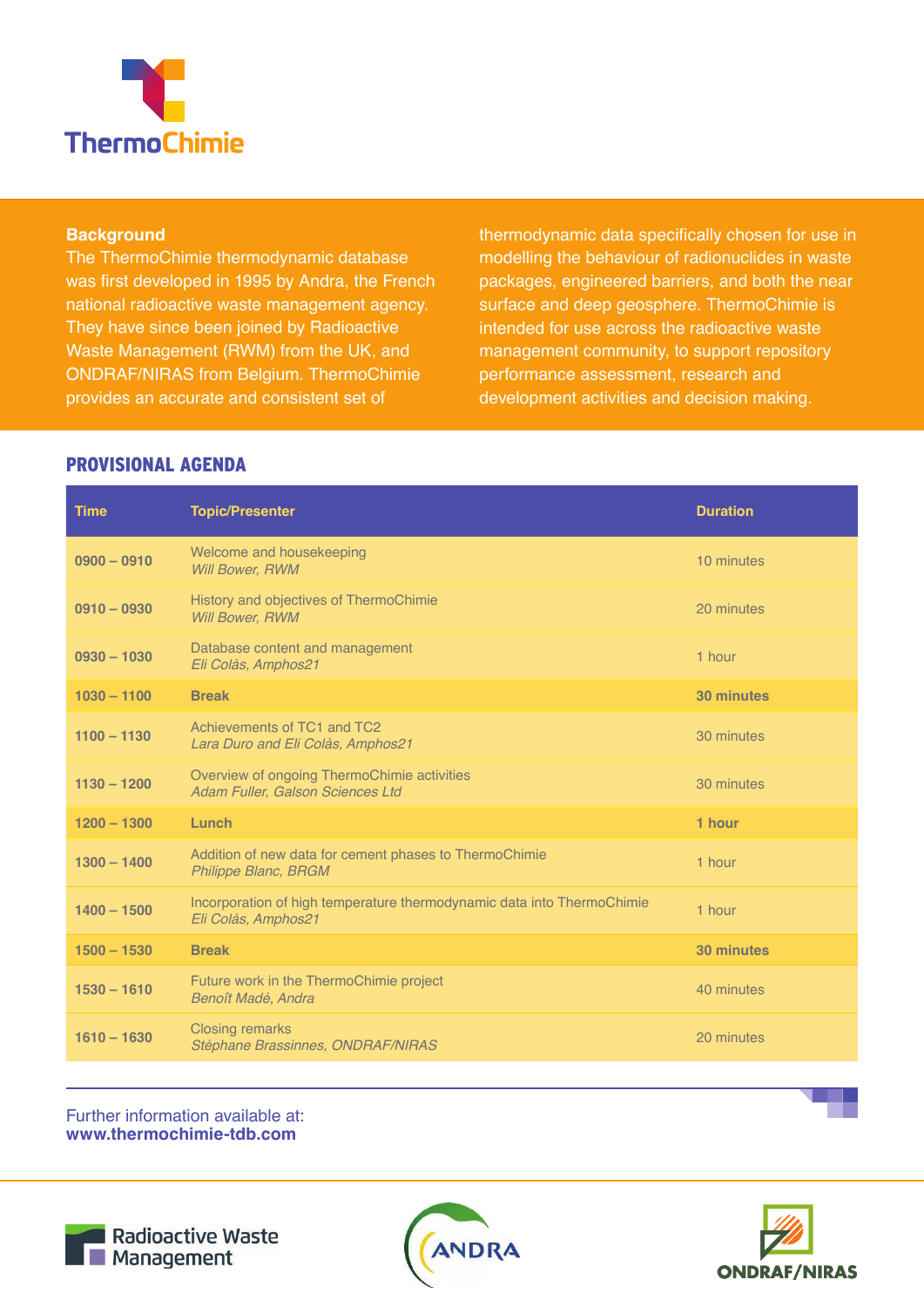ThermoChimie

## Background

The ThermoChimie thermodynamic database was first developed in 1995 by Andra, the French national radioactive waste management agency. They have since been joined by Radioactive Waste Management (RWM) from the UK, and ONDRAF/NIRAS from Belgium. ThermoChimie provides an accurate and consistent set of thermodynamic data specifically chosen for use in modelling the behaviour of radionuclides in waste packages, engineered barriers, and both the near surface and deep geosphere. ThermoChimie is intended for use across the radioactive waste management community, to support repository performance assessment, research and development activities and decision making.

## PROVISIONAL AGENDA

| Time | Topic/Presenter | Duration |
|---|---|---|
| **0900 – 0910** | Welcome and housekeeping<br>*Will Bower, RWM* | 10 minutes |
| **0910 – 0930** | History and objectives of ThermoChimie<br>*Will Bower, RWM* | 20 minutes |
| **0930 – 1030** | Database content and management<br>*Eli Colàs, Amphos21* | 1 hour |
| **1030 – 1100** | **Break** | **30 minutes** |
| **1100 – 1130** | Achievements of TC1 and TC2<br>*Lara Duro and Eli Colàs, Amphos21* | 30 minutes |
| **1130 – 1200** | Overview of ongoing ThermoChimie activities<br>*Adam Fuller, Galson Sciences Ltd* | 30 minutes |
| **1200 – 1300** | **Lunch** | **1 hour** |
| **1300 – 1400** | Addition of new data for cement phases to ThermoChimie<br>*Philippe Blanc, BRGM* | 1 hour |
| **1400 – 1500** | Incorporation of high temperature thermodynamic data into ThermoChimie<br>*Eli Colàs, Amphos21* | 1 hour |
| **1500 – 1530** | **Break** | **30 minutes** |
| **1530 – 1610** | Future work in the ThermoChimie project<br>*Benoît Madé, Andra* | 40 minutes |
| **1610 – 1630** | Closing remarks<br>*Stéphane Brassinnes, ONDRAF/NIRAS* | 20 minutes |

Further information available at:
**www.thermochimie-tdb.com**

Radioactive Waste Management

ANDRA

ONDRAF/NIRAS